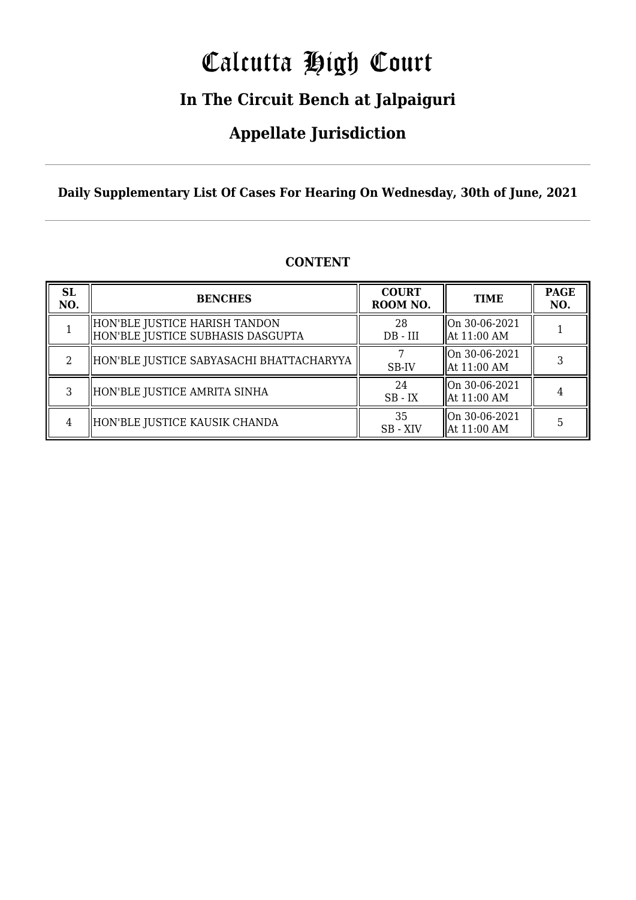# Calcutta High Court

## In The Circuit Bench at Jalpaiguri

## Appellate Jurisdiction

**Daily Supplementary List Of Cases For Hearing On Wednesday, 30th of June, 2021**

**CONTENT**

| SL NO. | BENCHES | COURT ROOM NO. | TIME | PAGE NO. |
|---|---|---|---|---|
| 1 | HON'BLE JUSTICE HARISH TANDON<br>HON'BLE JUSTICE SUBHASIS DASGUPTA | 28<br>DB - III | On 30-06-2021<br>At 11:00 AM | 1 |
| 2 | HON'BLE JUSTICE SABYASACHI BHATTACHARYYA | 7<br>SB-IV | On 30-06-2021<br>At 11:00 AM | 3 |
| 3 | HON'BLE JUSTICE AMRITA SINHA | 24<br>SB - IX | On 30-06-2021<br>At 11:00 AM | 4 |
| 4 | HON'BLE JUSTICE KAUSIK CHANDA | 35<br>SB - XIV | On 30-06-2021<br>At 11:00 AM | 5 |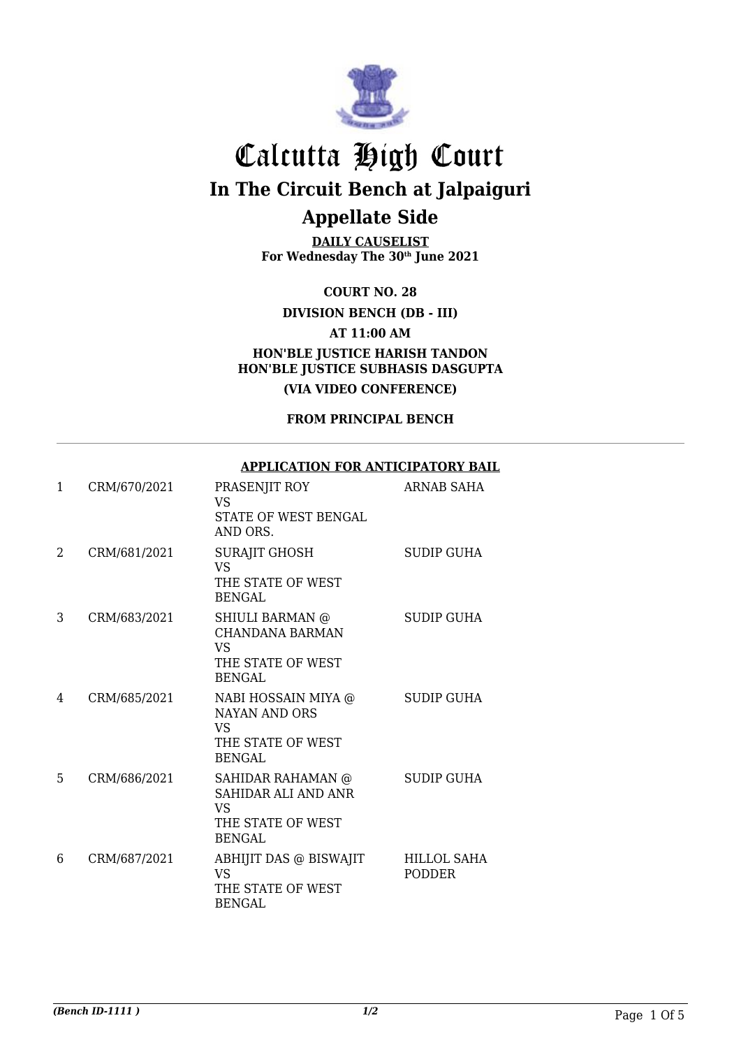# Calcutta High Court

## In The Circuit Bench at Jalpaiguri

## Appellate Side

**DAILY CAUSELIST**
**For Wednesday The 30th June 2021**

**COURT NO. 28**

**DIVISION BENCH (DB - III)**

**AT 11:00 AM**

**HON'BLE JUSTICE HARISH TANDON**
**HON'BLE JUSTICE SUBHASIS DASGUPTA**

**(VIA VIDEO CONFERENCE)**

**FROM PRINCIPAL BENCH**

---

**APPLICATION FOR ANTICIPATORY BAIL**

| | | | |
|---|---|---|---|
| 1 | CRM/670/2021 | PRASENJIT ROY<br>VS<br>STATE OF WEST BENGAL AND ORS. | ARNAB SAHA |
| 2 | CRM/681/2021 | SURAJIT GHOSH<br>VS<br>THE STATE OF WEST BENGAL | SUDIP GUHA |
| 3 | CRM/683/2021 | SHIULI BARMAN @ CHANDANA BARMAN<br>VS<br>THE STATE OF WEST BENGAL | SUDIP GUHA |
| 4 | CRM/685/2021 | NABI HOSSAIN MIYA @ NAYAN AND ORS<br>VS<br>THE STATE OF WEST BENGAL | SUDIP GUHA |
| 5 | CRM/686/2021 | SAHIDAR RAHAMAN @ SAHIDAR ALI AND ANR<br>VS<br>THE STATE OF WEST BENGAL | SUDIP GUHA |
| 6 | CRM/687/2021 | ABHIJIT DAS @ BISWAJIT<br>VS<br>THE STATE OF WEST BENGAL | HILLOL SAHA PODDER |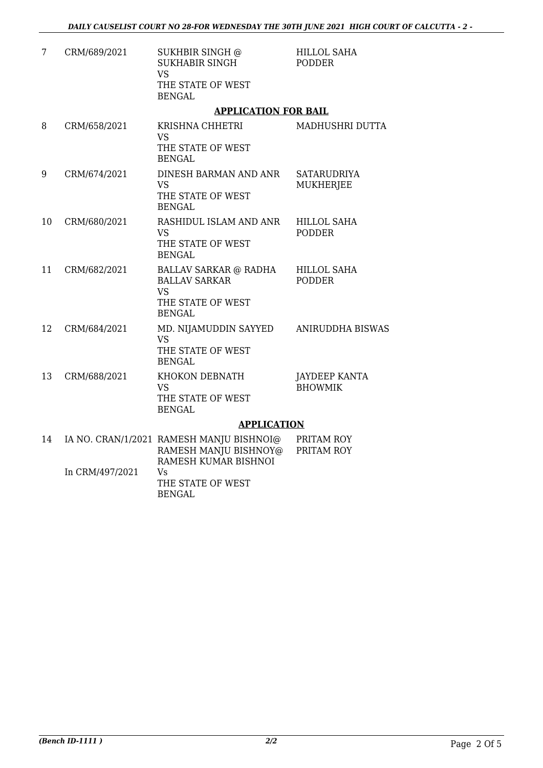| 7 | CRM/689/2021 | SUKHBIR SINGH @ SUKHABIR SINGH VS THE STATE OF WEST BENGAL | HILLOL SAHA PODDER |
|---|---|---|---|

**APPLICATION FOR BAIL**

| | | | |
|---|---|---|---|
| 8 | CRM/658/2021 | KRISHNA CHHETRI VS THE STATE OF WEST BENGAL | MADHUSHRI DUTTA |
| 9 | CRM/674/2021 | DINESH BARMAN AND ANR VS THE STATE OF WEST BENGAL | SATARUDRIYA MUKHERJEE |
| 10 | CRM/680/2021 | RASHIDUL ISLAM AND ANR VS THE STATE OF WEST BENGAL | HILLOL SAHA PODDER |
| 11 | CRM/682/2021 | BALLAV SARKAR @ RADHA BALLAV SARKAR VS THE STATE OF WEST BENGAL | HILLOL SAHA PODDER |
| 12 | CRM/684/2021 | MD. NIJAMUDDIN SAYYED VS THE STATE OF WEST BENGAL | ANIRUDDHA BISWAS |
| 13 | CRM/688/2021 | KHOKON DEBNATH VS THE STATE OF WEST BENGAL | JAYDEEP KANTA BHOWMIK |

**APPLICATION**

| | | | |
|---|---|---|---|
| 14 | IA NO. CRAN/1/2021 In CRM/497/2021 | RAMESH MANJU BISHNOI@ RAMESH MANJU BISHNOY@ RAMESH KUMAR BISHNOI Vs THE STATE OF WEST BENGAL | PRITAM ROY PRITAM ROY |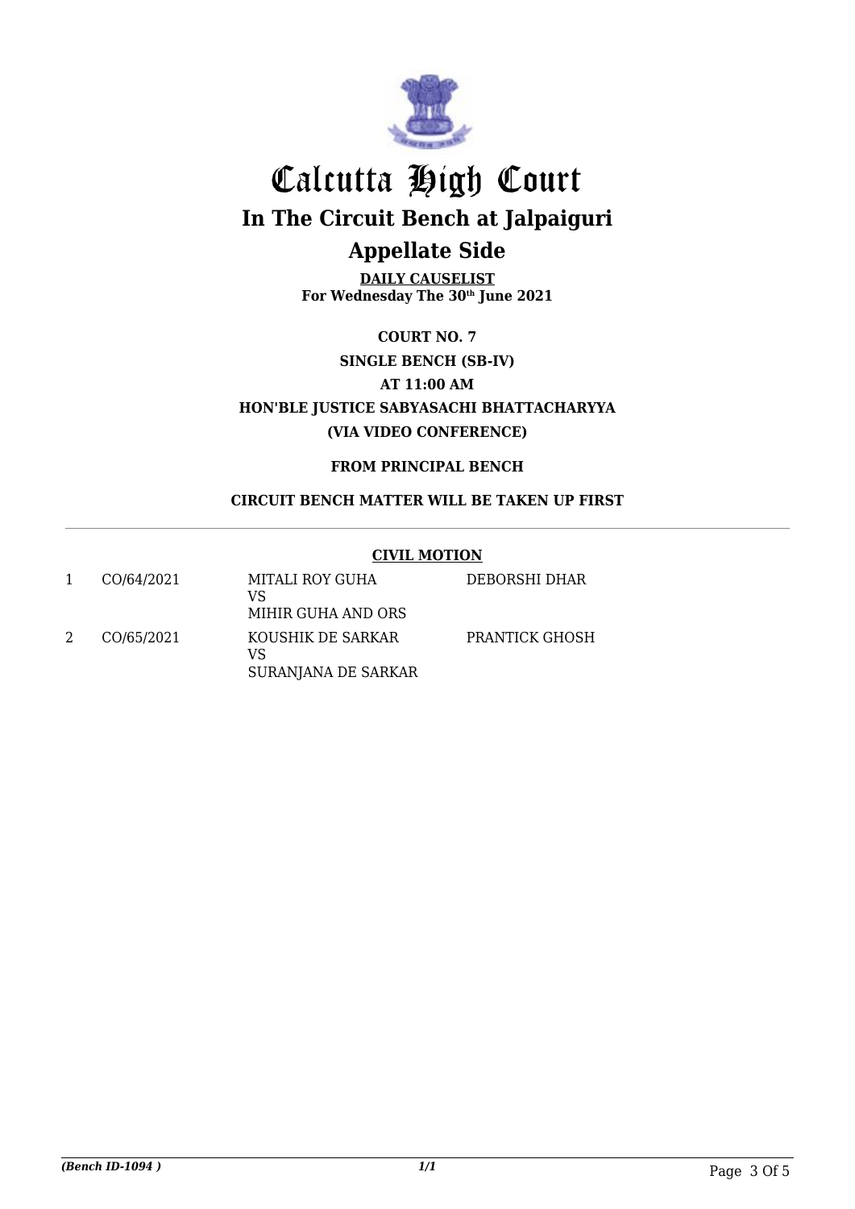# Calcutta High Court

## In The Circuit Bench at Jalpaiguri

## Appellate Side

**DAILY CAUSELIST**
**For Wednesday The 30th June 2021**

**COURT NO. 7**

**SINGLE BENCH (SB-IV)**

**AT 11:00 AM**

**HON'BLE JUSTICE SABYASACHI BHATTACHARYYA**

**(VIA VIDEO CONFERENCE)**

**FROM PRINCIPAL BENCH**

**CIRCUIT BENCH MATTER WILL BE TAKEN UP FIRST**

**CIVIL MOTION**

| | | | |
|---|---|---|---|
| 1 | CO/64/2021 | MITALI ROY GUHA<br>VS<br>MIHIR GUHA AND ORS | DEBORSHI DHAR |
| 2 | CO/65/2021 | KOUSHIK DE SARKAR<br>VS<br>SURANJANA DE SARKAR | PRANTICK GHOSH |

*(Bench ID-1094 )*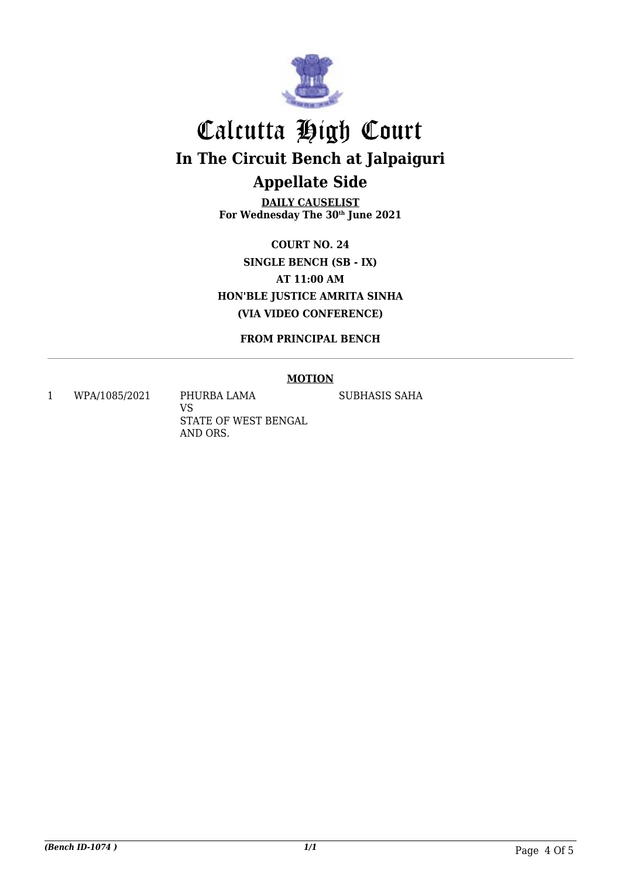# Calcutta High Court

## In The Circuit Bench at Jalpaiguri

## Appellate Side

**DAILY CAUSELIST**
**For Wednesday The 30th June 2021**

**COURT NO. 24**
**SINGLE BENCH (SB - IX)**
**AT 11:00 AM**
**HON'BLE JUSTICE AMRITA SINHA**
**(VIA VIDEO CONFERENCE)**

**FROM PRINCIPAL BENCH**

**MOTION**

| | | | |
|---|---|---|---|
| 1 | WPA/1085/2021 | PHURBA LAMA<br>VS<br>STATE OF WEST BENGAL AND ORS. | SUBHASIS SAHA |

*(Bench ID-1074 )* *1/1*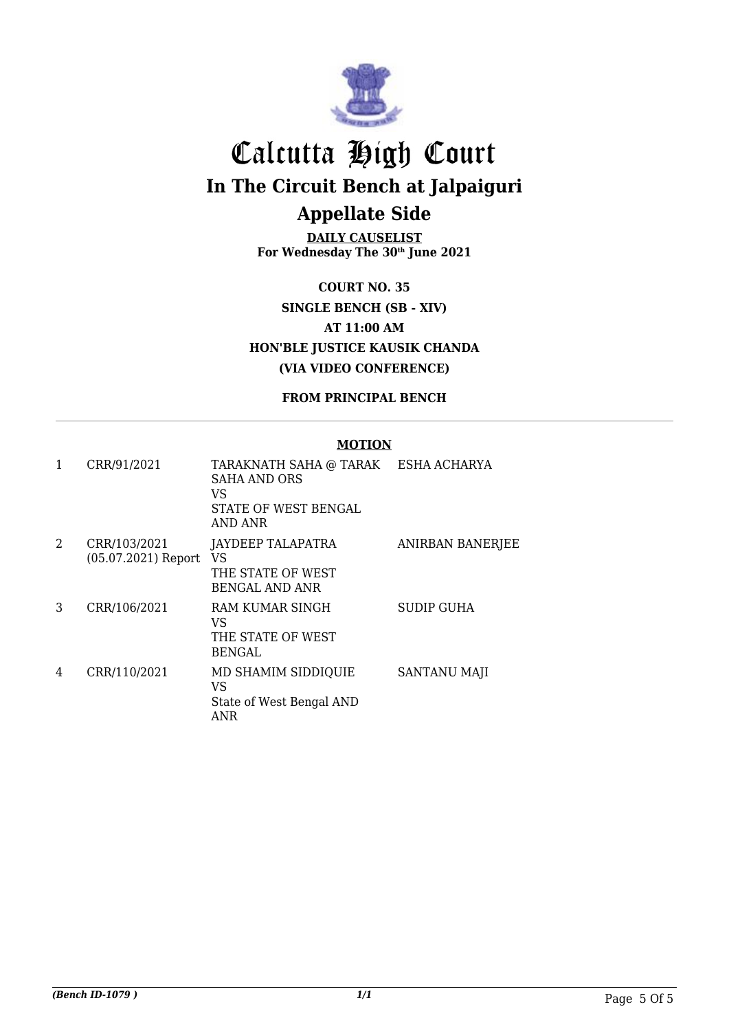# Calcutta High Court

## In The Circuit Bench at Jalpaiguri

## Appellate Side

**DAILY CAUSELIST**
**For Wednesday The 30th June 2021**

**COURT NO. 35**
**SINGLE BENCH (SB - XIV)**
**AT 11:00 AM**
**HON'BLE JUSTICE KAUSIK CHANDA**
**(VIA VIDEO CONFERENCE)**

**FROM PRINCIPAL BENCH**

**MOTION**

| | | | |
|---|---|---|---|
| 1 | CRR/91/2021 | TARAKNATH SAHA @ TARAK SAHA AND ORS VS STATE OF WEST BENGAL AND ANR | ESHA ACHARYA |
| 2 | CRR/103/2021 (05.07.2021) Report | JAYDEEP TALAPATRA VS THE STATE OF WEST BENGAL AND ANR | ANIRBAN BANERJEE |
| 3 | CRR/106/2021 | RAM KUMAR SINGH VS THE STATE OF WEST BENGAL | SUDIP GUHA |
| 4 | CRR/110/2021 | MD SHAMIM SIDDIQUIE VS State of West Bengal AND ANR | SANTANU MAJI |

*(Bench ID-1079 )*